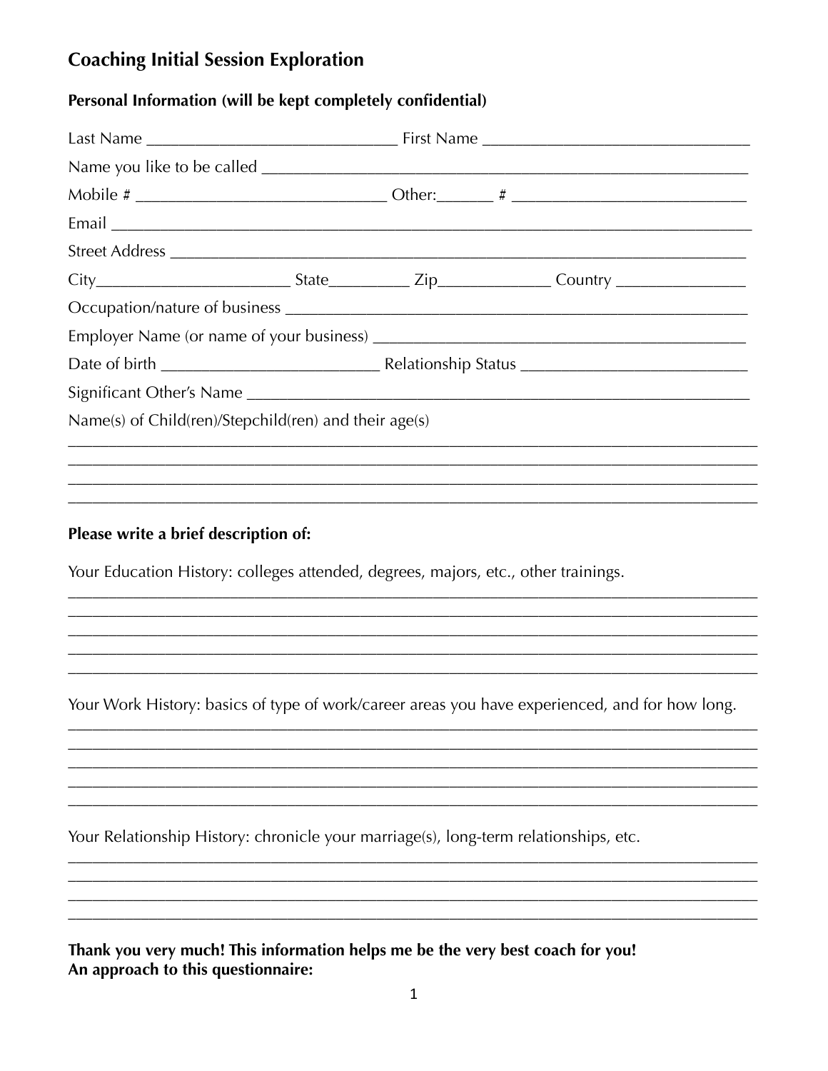# Coaching Initial Session Exploration

**Personal Information (will be kept completely confidential)**

Last Name ______________________________ First Name _______________________________

Name you like to be called ___________________________________________________________

Mobile # ______________________________ Other:_______ # ____________________________

Email ________________________________________________________________________________

Street Address _________________________________________________________________________

City_______________________ State_________ Zip_____________ Country _______________

Occupation/nature of business _________________________________________________________

Employer Name (or name of your business) _____________________________________________

Date of birth _________________________ Relationship Status __________________________

Significant Other's Name _____________________________________________________________

Name(s) of Child(ren)/Stepchild(ren) and their age(s)

_______________________________________________________________________________________

_______________________________________________________________________________________

_______________________________________________________________________________________

_______________________________________________________________________________________

**Please write a brief description of:**

Your Education History: colleges attended, degrees, majors, etc., other trainings.

_______________________________________________________________________________________

_______________________________________________________________________________________

_______________________________________________________________________________________

_______________________________________________________________________________________

_______________________________________________________________________________________

Your Work History: basics of type of work/career areas you have experienced, and for how long.

_______________________________________________________________________________________

_______________________________________________________________________________________

_______________________________________________________________________________________

_______________________________________________________________________________________

_______________________________________________________________________________________

Your Relationship History: chronicle your marriage(s), long-term relationships, etc.

_______________________________________________________________________________________

_______________________________________________________________________________________

_______________________________________________________________________________________

_______________________________________________________________________________________

**Thank you very much! This information helps me be the very best coach for you!**
**An approach to this questionnaire:**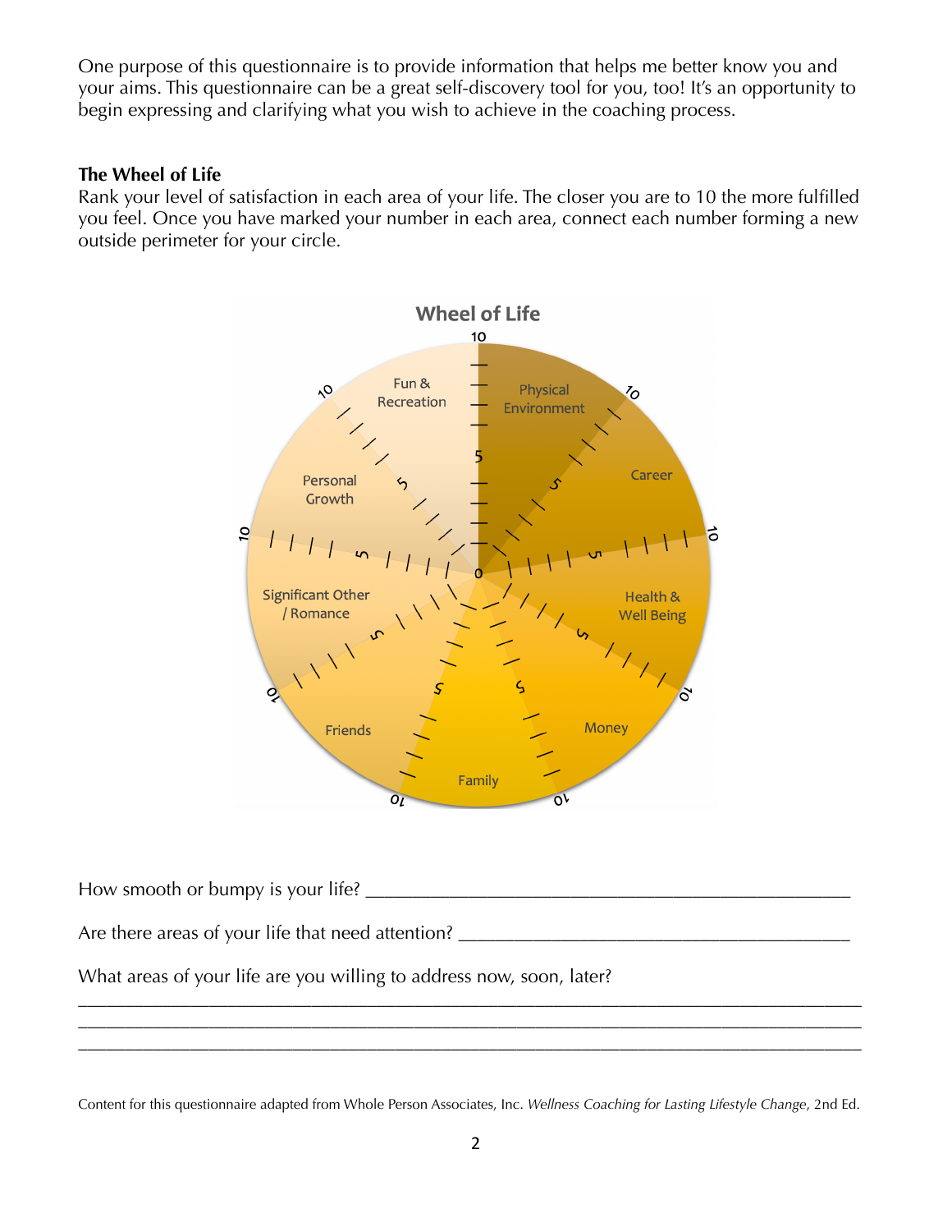One purpose of this questionnaire is to provide information that helps me better know you and your aims. This questionnaire can be a great self-discovery tool for you, too! It's an opportunity to begin expressing and clarifying what you wish to achieve in the coaching process.

**The Wheel of Life**

Rank your level of satisfaction in each area of your life. The closer you are to 10 the more fulfilled you feel. Once you have marked your number in each area, connect each number forming a new outside perimeter for your circle.

**Wheel of Life**

Fun & Recreation · Physical Environment · Career · Health & Well Being · Money · Family · Friends · Significant Other / Romance · Personal Growth

How smooth or bumpy is your life? ________________________________________________

Are there areas of your life that need attention? ________________________________________

What areas of your life are you willing to address now, soon, later?

________________________________________________________________________________

________________________________________________________________________________

________________________________________________________________________________

Content for this questionnaire adapted from Whole Person Associates, Inc. *Wellness Coaching for Lasting Lifestyle Change*, 2nd Ed.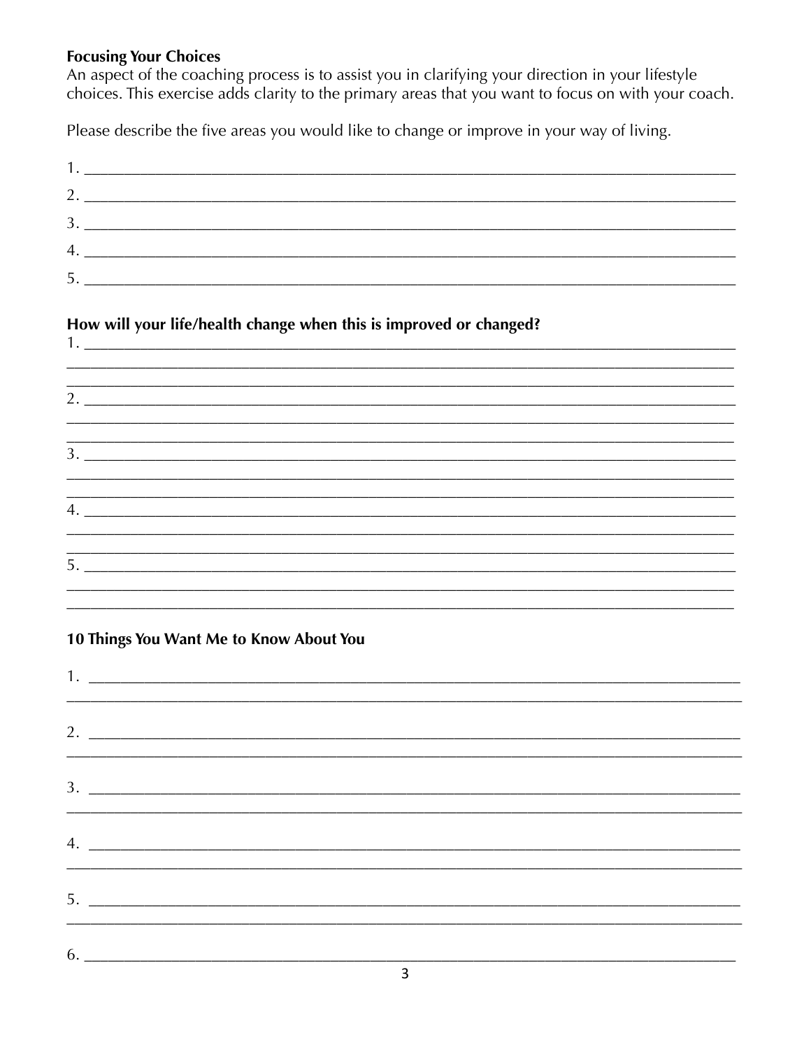**Focusing Your Choices**

An aspect of the coaching process is to assist you in clarifying your direction in your lifestyle choices. This exercise adds clarity to the primary areas that you want to focus on with your coach.

Please describe the five areas you would like to change or improve in your way of living.

1. ______________________________________________________________________________
2. ______________________________________________________________________________
3. ______________________________________________________________________________
4. ______________________________________________________________________________
5. ______________________________________________________________________________

**How will your life/health change when this is improved or changed?**

1. ______________________________________________________________________________
______________________________________________________________________________
______________________________________________________________________________
2. ______________________________________________________________________________
______________________________________________________________________________
______________________________________________________________________________
3. ______________________________________________________________________________
______________________________________________________________________________
______________________________________________________________________________
4. ______________________________________________________________________________
______________________________________________________________________________
______________________________________________________________________________
5. ______________________________________________________________________________
______________________________________________________________________________
______________________________________________________________________________

**10 Things You Want Me to Know About You**

1. ______________________________________________________________________________
______________________________________________________________________________
2. ______________________________________________________________________________
______________________________________________________________________________
3. ______________________________________________________________________________
______________________________________________________________________________
4. ______________________________________________________________________________
______________________________________________________________________________
5. ______________________________________________________________________________
______________________________________________________________________________
6. ______________________________________________________________________________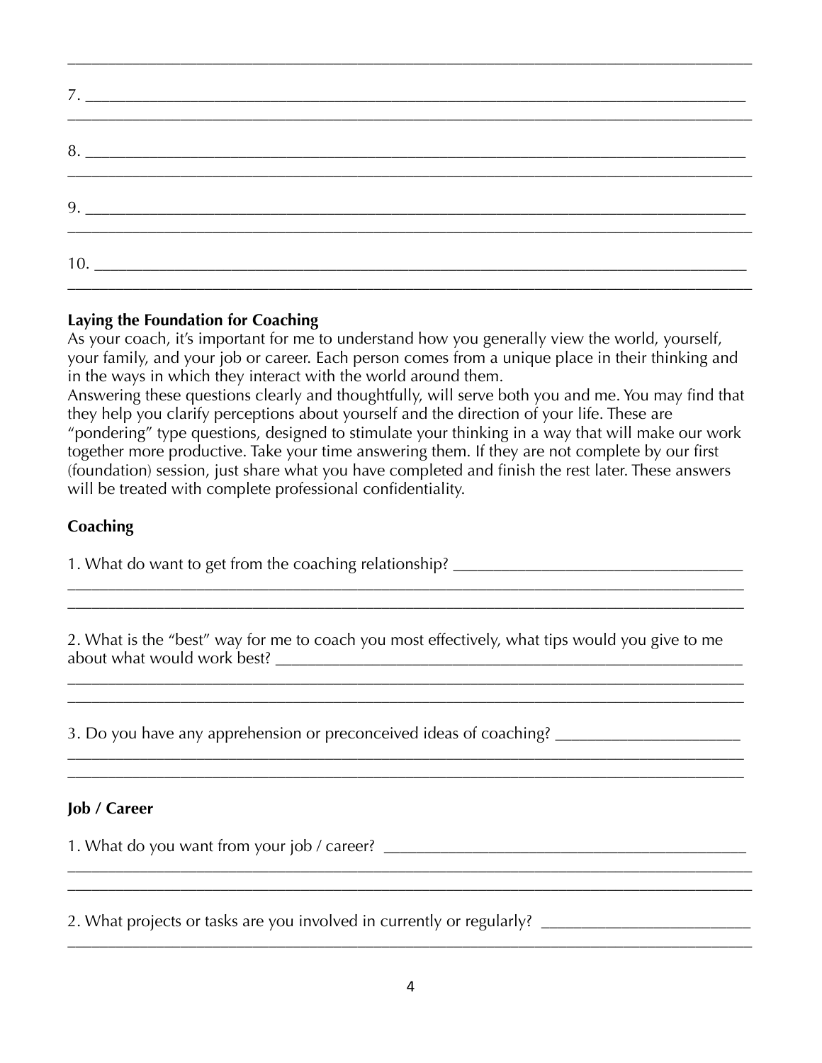________________________________________________________________________________

7. ______________________________________________________________________________
________________________________________________________________________________

8. ______________________________________________________________________________
________________________________________________________________________________

9. ______________________________________________________________________________
________________________________________________________________________________

10. _____________________________________________________________________________
________________________________________________________________________________

**Laying the Foundation for Coaching**

As your coach, it's important for me to understand how you generally view the world, yourself, your family, and your job or career. Each person comes from a unique place in their thinking and in the ways in which they interact with the world around them.

Answering these questions clearly and thoughtfully, will serve both you and me. You may find that they help you clarify perceptions about yourself and the direction of your life. These are "pondering" type questions, designed to stimulate your thinking in a way that will make our work together more productive. Take your time answering them. If they are not complete by our first (foundation) session, just share what you have completed and finish the rest later. These answers will be treated with complete professional confidentiality.

**Coaching**

1. What do want to get from the coaching relationship? __________________________________
________________________________________________________________________________
________________________________________________________________________________

2. What is the "best" way for me to coach you most effectively, what tips would you give to me about what would work best? ___________________________________________________________
________________________________________________________________________________
________________________________________________________________________________

3. Do you have any apprehension or preconceived ideas of coaching? _____________________
________________________________________________________________________________
________________________________________________________________________________

**Job / Career**

1. What do you want from your job / career? ___________________________________________
________________________________________________________________________________
________________________________________________________________________________

2. What projects or tasks are you involved in currently or regularly? ________________________
________________________________________________________________________________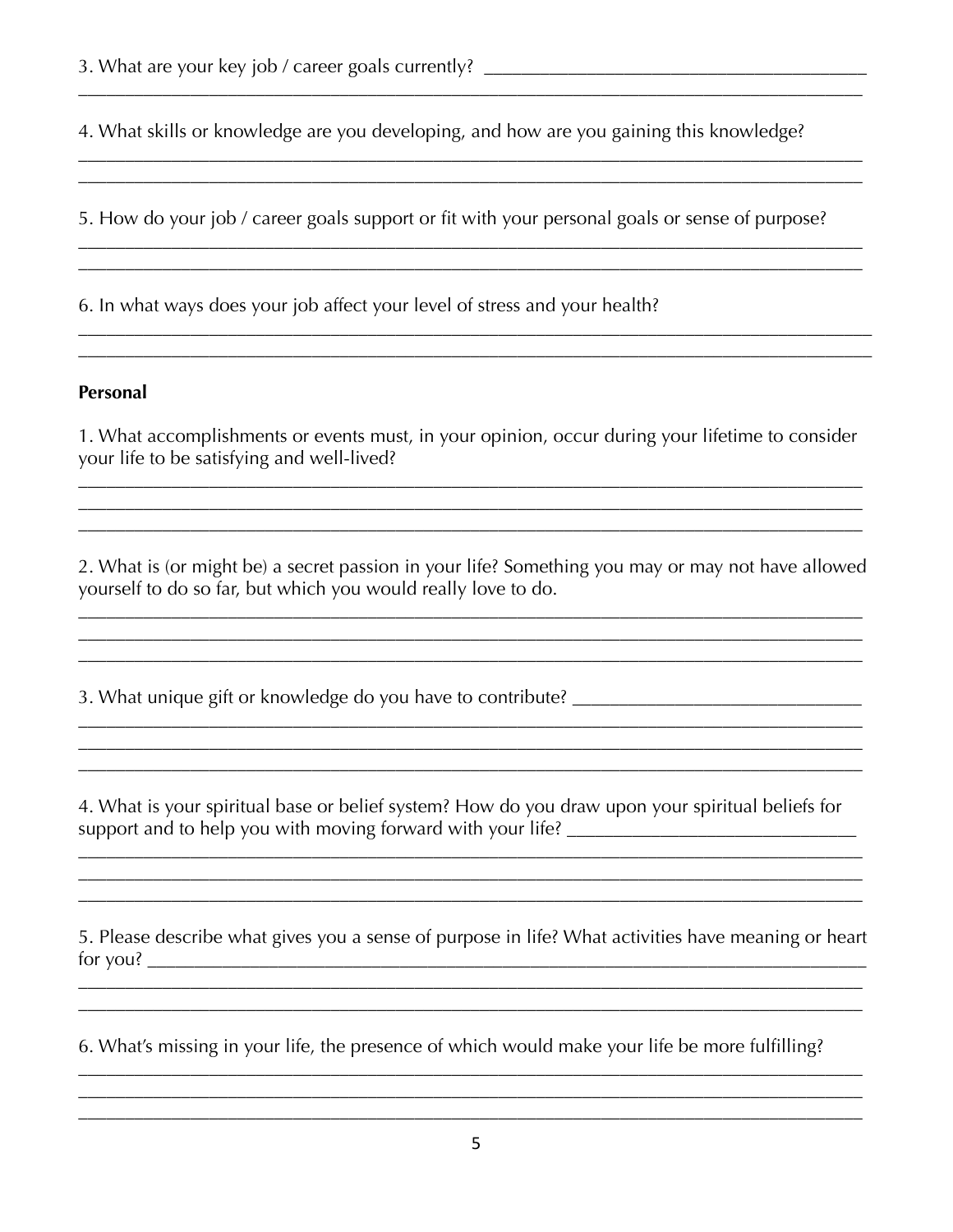3. What are your key job / career goals currently? ______________________________________
_____________________________________________________________________________________

4. What skills or knowledge are you developing, and how are you gaining this knowledge?
_____________________________________________________________________________________
_____________________________________________________________________________________

5. How do your job / career goals support or fit with your personal goals or sense of purpose?
_____________________________________________________________________________________
_____________________________________________________________________________________

6. In what ways does your job affect your level of stress and your health?
_____________________________________________________________________________________
_____________________________________________________________________________________

**Personal**

1. What accomplishments or events must, in your opinion, occur during your lifetime to consider your life to be satisfying and well-lived?
_____________________________________________________________________________________
_____________________________________________________________________________________
_____________________________________________________________________________________

2. What is (or might be) a secret passion in your life? Something you may or may not have allowed yourself to do so far, but which you would really love to do.
_____________________________________________________________________________________
_____________________________________________________________________________________
_____________________________________________________________________________________

3. What unique gift or knowledge do you have to contribute? _____________________________
_____________________________________________________________________________________
_____________________________________________________________________________________
_____________________________________________________________________________________

4. What is your spiritual base or belief system? How do you draw upon your spiritual beliefs for support and to help you with moving forward with your life? _____________________________
_____________________________________________________________________________________
_____________________________________________________________________________________
_____________________________________________________________________________________

5. Please describe what gives you a sense of purpose in life? What activities have meaning or heart for you? _____________________________________________________________________________
_____________________________________________________________________________________
_____________________________________________________________________________________

6. What's missing in your life, the presence of which would make your life be more fulfilling?
_____________________________________________________________________________________
_____________________________________________________________________________________
_____________________________________________________________________________________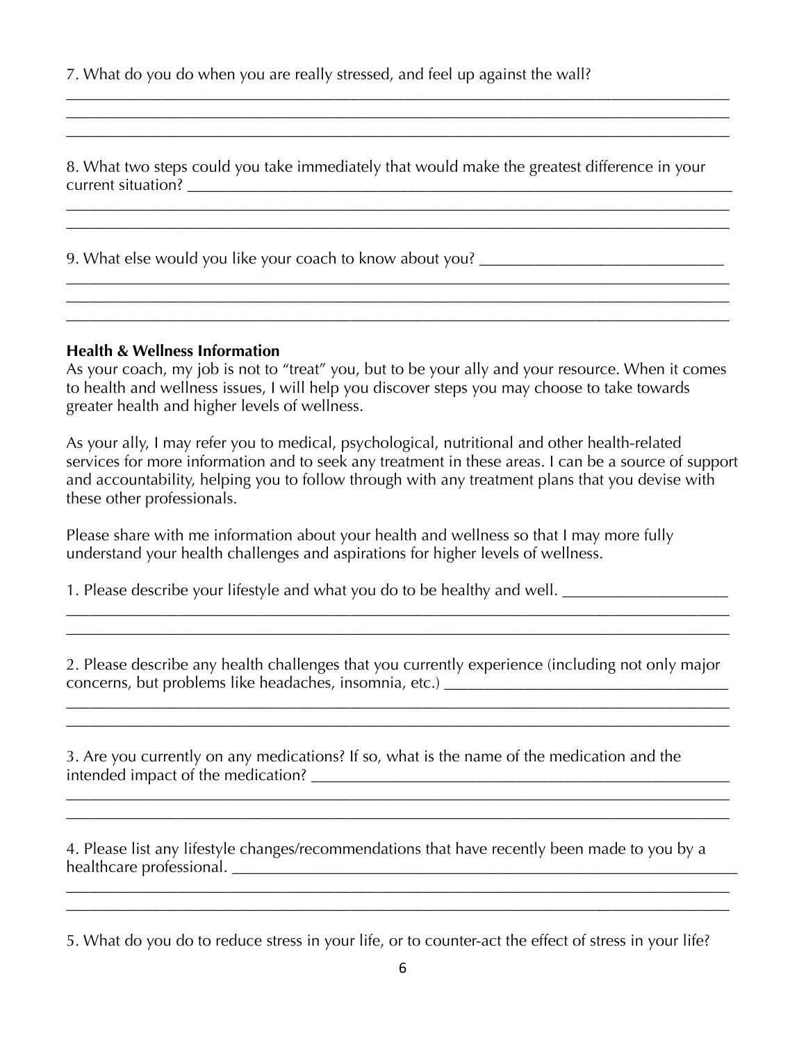7. What do you do when you are really stressed, and feel up against the wall?

8. What two steps could you take immediately that would make the greatest difference in your current situation?

9. What else would you like your coach to know about you?

**Health & Wellness Information**

As your coach, my job is not to "treat" you, but to be your ally and your resource. When it comes to health and wellness issues, I will help you discover steps you may choose to take towards greater health and higher levels of wellness.

As your ally, I may refer you to medical, psychological, nutritional and other health-related services for more information and to seek any treatment in these areas. I can be a source of support and accountability, helping you to follow through with any treatment plans that you devise with these other professionals.

Please share with me information about your health and wellness so that I may more fully understand your health challenges and aspirations for higher levels of wellness.

1. Please describe your lifestyle and what you do to be healthy and well.

2. Please describe any health challenges that you currently experience (including not only major concerns, but problems like headaches, insomnia, etc.)

3. Are you currently on any medications? If so, what is the name of the medication and the intended impact of the medication?

4. Please list any lifestyle changes/recommendations that have recently been made to you by a healthcare professional.

5. What do you do to reduce stress in your life, or to counter-act the effect of stress in your life?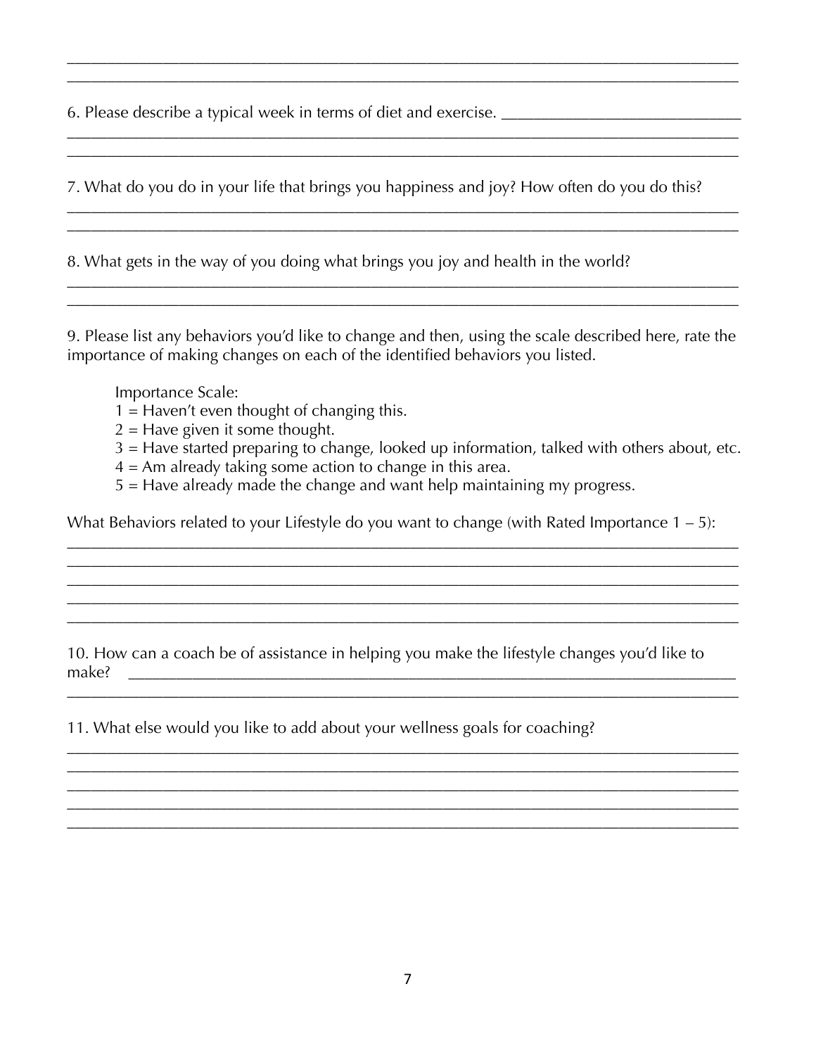6. Please describe a typical week in terms of diet and exercise. ______________________________

7. What do you do in your life that brings you happiness and joy? How often do you do this?

8. What gets in the way of you doing what brings you joy and health in the world?

9. Please list any behaviors you'd like to change and then, using the scale described here, rate the importance of making changes on each of the identified behaviors you listed.

Importance Scale:

1 = Haven't even thought of changing this.
2 = Have given it some thought.
3 = Have started preparing to change, looked up information, talked with others about, etc.
4 = Am already taking some action to change in this area.
5 = Have already made the change and want help maintaining my progress.

What Behaviors related to your Lifestyle do you want to change (with Rated Importance 1 – 5):

10. How can a coach be of assistance in helping you make the lifestyle changes you'd like to make? ______________________________

11. What else would you like to add about your wellness goals for coaching?